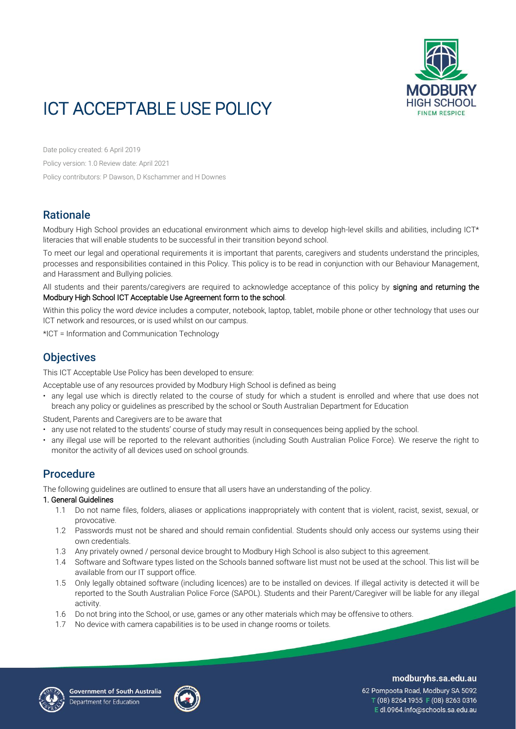# ICT ACCEPTABLE USE POLICY

Date policy created: 6 April 2019

Policy version: 1.0 Review date: April 2021

Policy contributors: P Dawson, D Kschammer and H Downes

## Rationale

Modbury High School provides an educational environment which aims to develop high-level skills and abilities, including ICT* literacies that will enable students to be successful in their transition beyond school.

To meet our legal and operational requirements it is important that parents, caregivers and students understand the principles, processes and responsibilities contained in this Policy. This policy is to be read in conjunction with our Behaviour Management, and Harassment and Bullying policies.

All students and their parents/caregivers are required to acknowledge acceptance of this policy by **signing and returning the Modbury High School ICT Acceptable Use Agreement form to the school**.

Within this policy the word *device* includes a computer, notebook, laptop, tablet, mobile phone or other technology that uses our ICT network and resources, or is used whilst on our campus.

*ICT = Information and Communication Technology

## Objectives

This ICT Acceptable Use Policy has been developed to ensure:

Acceptable use of any resources provided by Modbury High School is defined as being

- any legal use which is directly related to the course of study for which a student is enrolled and where that use does not breach any policy or guidelines as prescribed by the school or South Australian Department for Education

Student, Parents and Caregivers are to be aware that

- any use not related to the students' course of study may result in consequences being applied by the school.
- any illegal use will be reported to the relevant authorities (including South Australian Police Force). We reserve the right to monitor the activity of all devices used on school grounds.

## Procedure

The following guidelines are outlined to ensure that all users have an understanding of the policy.

**1. General Guidelines**

1.1 Do not name files, folders, aliases or applications inappropriately with content that is violent, racist, sexist, sexual, or provocative.

1.2 Passwords must not be shared and should remain confidential. Students should only access our systems using their own credentials.

1.3 Any privately owned / personal device brought to Modbury High School is also subject to this agreement.

1.4 Software and Software types listed on the Schools banned software list must not be used at the school. This list will be available from our IT support office.

1.5 Only legally obtained software (including licences) are to be installed on devices. If illegal activity is detected it will be reported to the South Australian Police Force (SAPOL). Students and their Parent/Caregiver will be liable for any illegal activity.

1.6 Do not bring into the School, or use, games or any other materials which may be offensive to others.

1.7 No device with camera capabilities is to be used in change rooms or toilets.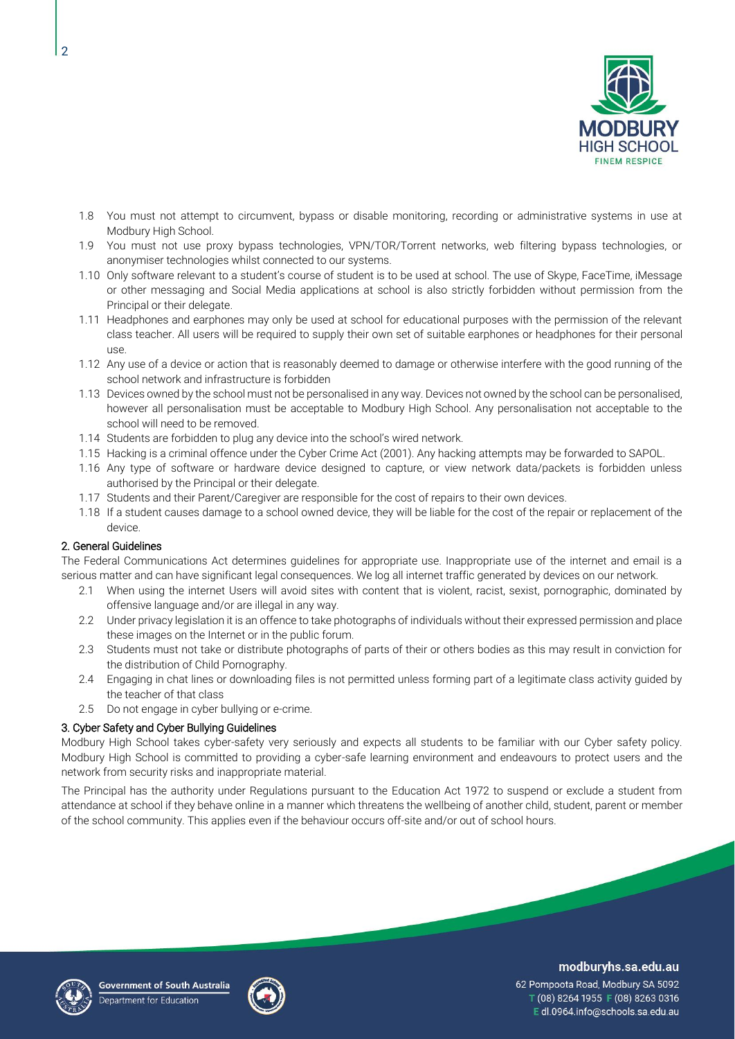1.8 You must not attempt to circumvent, bypass or disable monitoring, recording or administrative systems in use at Modbury High School.

1.9 You must not use proxy bypass technologies, VPN/TOR/Torrent networks, web filtering bypass technologies, or anonymiser technologies whilst connected to our systems.

1.10 Only software relevant to a student's course of student is to be used at school. The use of Skype, FaceTime, iMessage or other messaging and Social Media applications at school is also strictly forbidden without permission from the Principal or their delegate.

1.11 Headphones and earphones may only be used at school for educational purposes with the permission of the relevant class teacher. All users will be required to supply their own set of suitable earphones or headphones for their personal use.

1.12 Any use of a device or action that is reasonably deemed to damage or otherwise interfere with the good running of the school network and infrastructure is forbidden

1.13 Devices owned by the school must not be personalised in any way. Devices not owned by the school can be personalised, however all personalisation must be acceptable to Modbury High School. Any personalisation not acceptable to the school will need to be removed.

1.14 Students are forbidden to plug any device into the school's wired network.

1.15 Hacking is a criminal offence under the Cyber Crime Act (2001). Any hacking attempts may be forwarded to SAPOL.

1.16 Any type of software or hardware device designed to capture, or view network data/packets is forbidden unless authorised by the Principal or their delegate.

1.17 Students and their Parent/Caregiver are responsible for the cost of repairs to their own devices.

1.18 If a student causes damage to a school owned device, they will be liable for the cost of the repair or replacement of the device.

## 2. General Guidelines

The Federal Communications Act determines guidelines for appropriate use. Inappropriate use of the internet and email is a serious matter and can have significant legal consequences. We log all internet traffic generated by devices on our network.

2.1 When using the internet Users will avoid sites with content that is violent, racist, sexist, pornographic, dominated by offensive language and/or are illegal in any way.

2.2 Under privacy legislation it is an offence to take photographs of individuals without their expressed permission and place these images on the Internet or in the public forum.

2.3 Students must not take or distribute photographs of parts of their or others bodies as this may result in conviction for the distribution of Child Pornography.

2.4 Engaging in chat lines or downloading files is not permitted unless forming part of a legitimate class activity guided by the teacher of that class

2.5 Do not engage in cyber bullying or e-crime.

## 3. Cyber Safety and Cyber Bullying Guidelines

Modbury High School takes cyber-safety very seriously and expects all students to be familiar with our Cyber safety policy. Modbury High School is committed to providing a cyber-safe learning environment and endeavours to protect users and the network from security risks and inappropriate material.

The Principal has the authority under Regulations pursuant to the Education Act 1972 to suspend or exclude a student from attendance at school if they behave online in a manner which threatens the wellbeing of another child, student, parent or member of the school community. This applies even if the behaviour occurs off-site and/or out of school hours.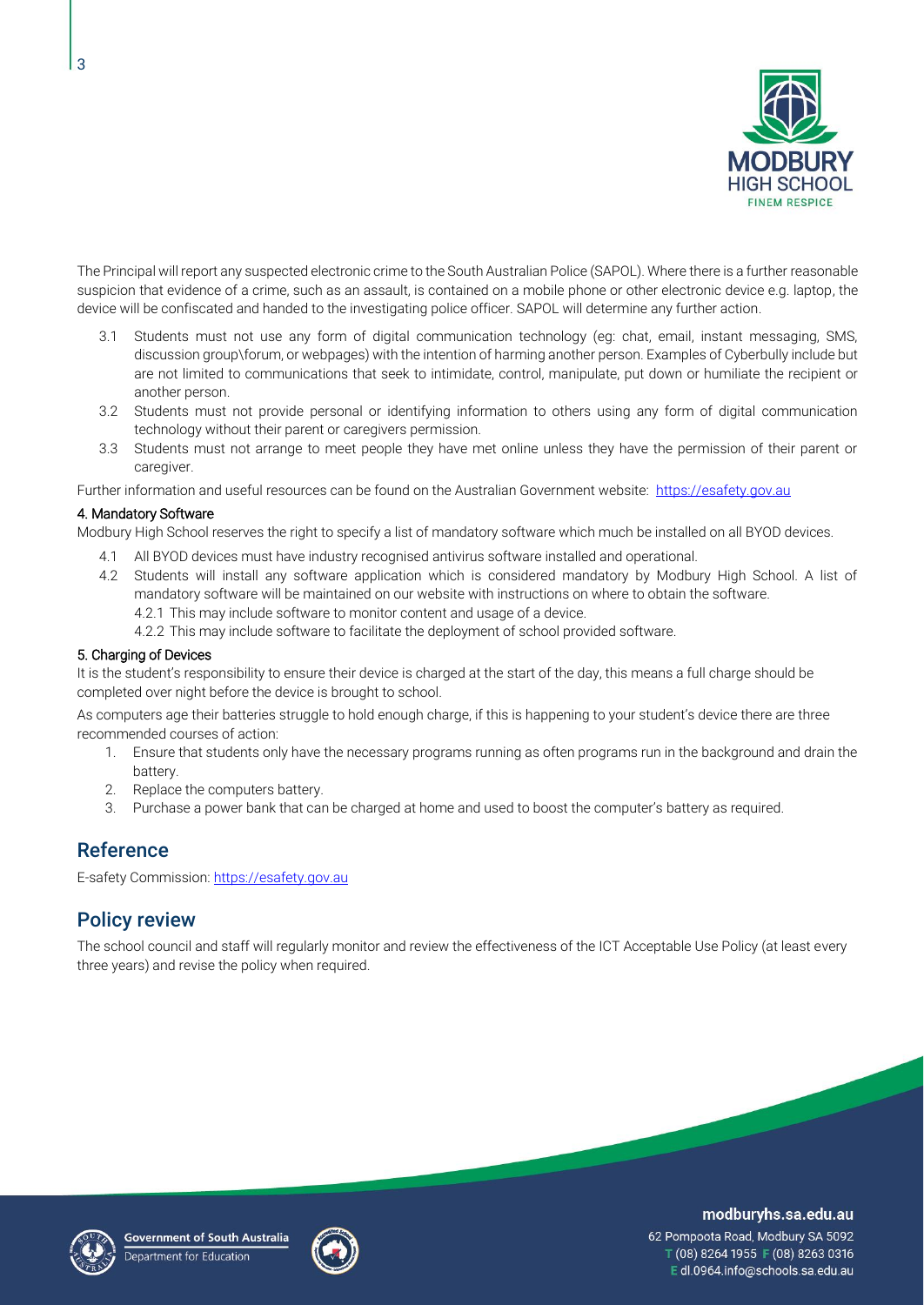The Principal will report any suspected electronic crime to the South Australian Police (SAPOL). Where there is a further reasonable suspicion that evidence of a crime, such as an assault, is contained on a mobile phone or other electronic device e.g. laptop, the device will be confiscated and handed to the investigating police officer. SAPOL will determine any further action.

3.1 Students must not use any form of digital communication technology (eg: chat, email, instant messaging, SMS, discussion group\forum, or webpages) with the intention of harming another person. Examples of Cyberbully include but are not limited to communications that seek to intimidate, control, manipulate, put down or humiliate the recipient or another person.

3.2 Students must not provide personal or identifying information to others using any form of digital communication technology without their parent or caregivers permission.

3.3 Students must not arrange to meet people they have met online unless they have the permission of their parent or caregiver.

Further information and useful resources can be found on the Australian Government website: [https://esafety.gov.au](https://esafety.gov.au)

#### 4. Mandatory Software

Modbury High School reserves the right to specify a list of mandatory software which much be installed on all BYOD devices.

4.1 All BYOD devices must have industry recognised antivirus software installed and operational.

4.2 Students will install any software application which is considered mandatory by Modbury High School. A list of mandatory software will be maintained on our website with instructions on where to obtain the software.

4.2.1 This may include software to monitor content and usage of a device.

4.2.2 This may include software to facilitate the deployment of school provided software.

#### 5. Charging of Devices

It is the student's responsibility to ensure their device is charged at the start of the day, this means a full charge should be completed over night before the device is brought to school.

As computers age their batteries struggle to hold enough charge, if this is happening to your student's device there are three recommended courses of action:

1. Ensure that students only have the necessary programs running as often programs run in the background and drain the battery.
2. Replace the computers battery.
3. Purchase a power bank that can be charged at home and used to boost the computer's battery as required.

## Reference

E-safety Commission: [https://esafety.gov.au](https://esafety.gov.au)

## Policy review

The school council and staff will regularly monitor and review the effectiveness of the ICT Acceptable Use Policy (at least every three years) and revise the policy when required.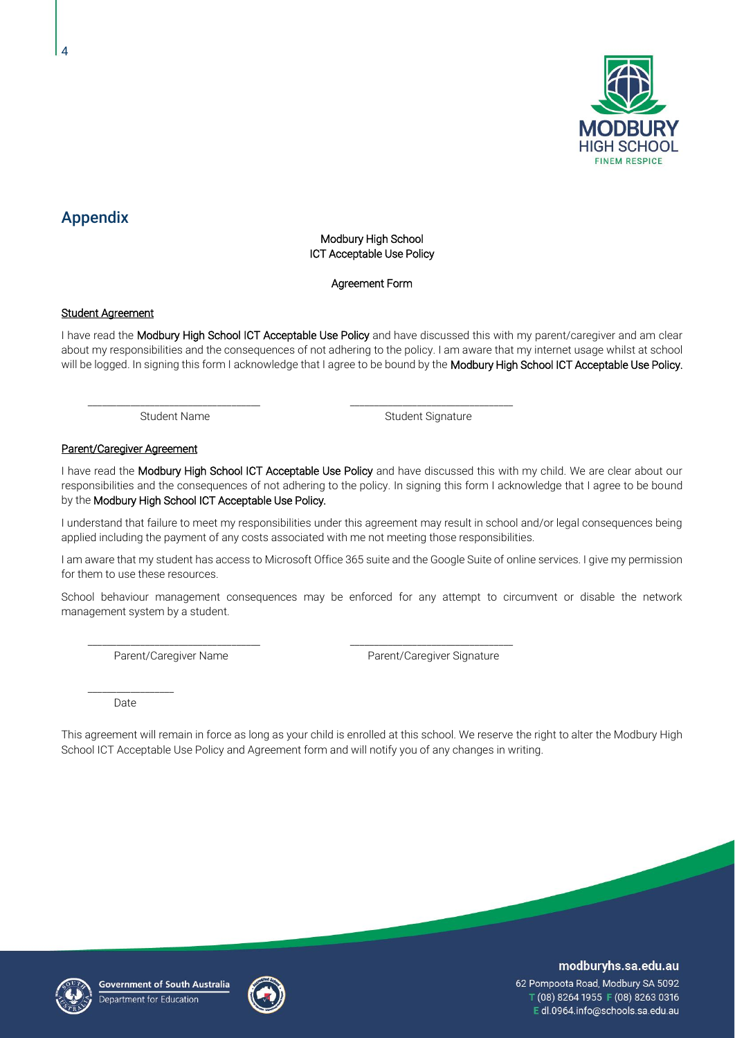## Appendix

Modbury High School
ICT Acceptable Use Policy

Agreement Form

**Student Agreement**

I have read the Modbury High School ICT Acceptable Use Policy and have discussed this with my parent/caregiver and am clear about my responsibilities and the consequences of not adhering to the policy. I am aware that my internet usage whilst at school will be logged. In signing this form I acknowledge that I agree to be bound by the Modbury High School ICT Acceptable Use Policy.

______________________________ ______________________________

Student Name Student Signature

**Parent/Caregiver Agreement**

I have read the Modbury High School ICT Acceptable Use Policy and have discussed this with my child. We are clear about our responsibilities and the consequences of not adhering to the policy. In signing this form I acknowledge that I agree to be bound by the Modbury High School ICT Acceptable Use Policy.

I understand that failure to meet my responsibilities under this agreement may result in school and/or legal consequences being applied including the payment of any costs associated with me not meeting those responsibilities.

I am aware that my student has access to Microsoft Office 365 suite and the Google Suite of online services. I give my permission for them to use these resources.

School behaviour management consequences may be enforced for any attempt to circumvent or disable the network management system by a student.

______________________________ ______________________________

Parent/Caregiver Name Parent/Caregiver Signature

_______________

Date

This agreement will remain in force as long as your child is enrolled at this school. We reserve the right to alter the Modbury High School ICT Acceptable Use Policy and Agreement form and will notify you of any changes in writing.